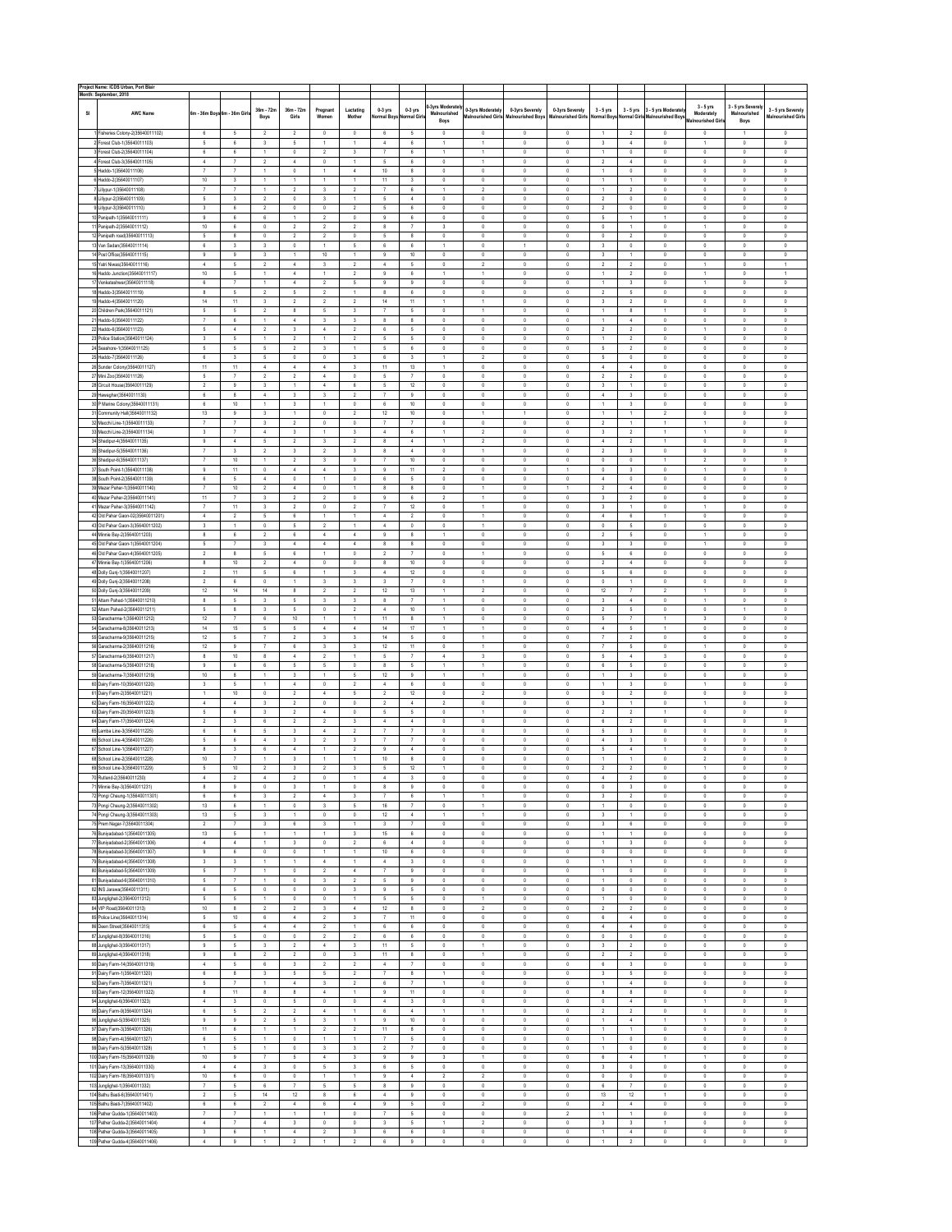Project Name: ICDS Urban, Port Blair

Month: September, 2018

| Sl | AWC Name | 6m - 36m Boys | 6m - 36m Girls | 36m - 72m Boys | 36m - 72m Girls | Pregnant Women | Lactating Mother | 0-3 yrs Normal Boys | 0-3 yrs Normal Girls | 0-3yrs Moderately Malnourished Boys | 0-3yrs Moderately Malnourished Girls | 0-3yrs Severely Malnourished Boys | 0-3yrs Severely Malnourished Girls | 3 - 5 yrs Normal Boys | 3 - 5 yrs Normal Girls | 3 - 5 yrs Moderately Malnourished Boys | 3 - 5 yrs Moderately Malnourished Girls | 3 - 5 yrs Severely Malnourished Boys | 3 - 5 yrs Severely Malnourished Girls |
|---|---|---|---|---|---|---|---|---|---|---|---|---|---|---|---|---|---|---|---|
| 1 | Fisheries Colony-2(35640011102) | 6 | 5 | 2 | 2 | 0 | 0 | 6 | 5 | 0 | 0 | 0 | 0 | 1 | 2 | 0 | 0 | 1 | 0 |
| 2 | Forest Club-1(35640011103) | 5 | 6 | 3 | 5 | 1 | 1 | 4 | 6 | 1 | 1 | 0 | 0 | 3 | 4 | 0 | 1 | 0 | 0 |
| 3 | Forest Club-2(35640011104) | 6 | 6 | 1 | 0 | 2 | 3 | 7 | 6 | 1 | 1 | 0 | 0 | 1 | 0 | 0 | 0 | 0 | 0 |
| 4 | Forest Club-3(35640011105) | 4 | 7 | 2 | 4 | 0 | 1 | 5 | 6 | 0 | 1 | 0 | 0 | 2 | 4 | 0 | 0 | 0 | 0 |
| 5 | Haddo-1(35640011106) | 7 | 7 | 1 | 0 | 1 | 4 | 10 | 8 | 0 | 0 | 0 | 0 | 1 | 0 | 0 | 0 | 0 | 0 |
| 6 | Haddo-2(35640011107) | 10 | 3 | 1 | 1 | 1 | 1 | 11 | 3 | 0 | 0 | 0 | 0 | 1 | 1 | 0 | 0 | 0 | 0 |
| 7 | Lillypur-1(35640011108) | 7 | 7 | 1 | 2 | 3 | 2 | 7 | 6 | 1 | 2 | 0 | 0 | 1 | 2 | 0 | 0 | 0 | 0 |
| 8 | Lillypur-2(35640011109) | 5 | 3 | 2 | 0 | 3 | 1 | 5 | 4 | 0 | 0 | 0 | 0 | 2 | 0 | 0 | 0 | 0 | 0 |
| 9 | Lillypur-3(35640011110) | 3 | 6 | 2 | 0 | 0 | 2 | 5 | 6 | 0 | 0 | 0 | 0 | 2 | 0 | 0 | 0 | 0 | 0 |
| 10 | Panipath-1(35640011111) | 9 | 6 | 6 | 1 | 2 | 0 | 9 | 6 | 0 | 0 | 0 | 0 | 5 | 1 | 1 | 0 | 0 | 0 |
| 11 | Panipath-2(35640011112) | 10 | 6 | 0 | 2 | 2 | 2 | 8 | 7 | 3 | 0 | 0 | 0 | 0 | 1 | 0 | 1 | 0 | 0 |
| 12 | Panipath road(35640011113) | 5 | 8 | 0 | 2 | 2 | 0 | 5 | 8 | 0 | 0 | 0 | 0 | 0 | 2 | 0 | 0 | 0 | 0 |
| 13 | Van Sadan(35640011114) | 6 | 3 | 3 | 0 | 1 | 5 | 6 | 6 | 1 | 0 | 1 | 0 | 3 | 0 | 0 | 0 | 0 | 0 |
| 14 | Post Office(35640011115) | 9 | 9 | 3 | 1 | 10 | 1 | 9 | 10 | 0 | 0 | 0 | 0 | 3 | 1 | 0 | 0 | 0 | 0 |
| 15 | Yatri Niwas(35640011116) | 4 | 5 | 2 | 4 | 3 | 2 | 4 | 5 | 0 | 2 | 0 | 0 | 2 | 2 | 0 | 1 | 0 | 1 |
| 16 | Haddo Junction(35640011117) | 10 | 5 | 1 | 4 | 1 | 2 | 9 | 6 | 1 | 1 | 0 | 0 | 1 | 2 | 0 | 1 | 0 | 1 |
| 17 | Venkateshwar(35640011118) | 6 | 7 | 1 | 4 | 2 | 5 | 9 | 9 | 0 | 0 | 0 | 0 | 1 | 3 | 0 | 1 | 0 | 0 |
| 18 | Haddo-3(35640011119) | 8 | 5 | 2 | 5 | 2 | 1 | 8 | 6 | 0 | 0 | 0 | 0 | 2 | 5 | 0 | 0 | 0 | 0 |
| 19 | Haddo-4(35640011120) | 14 | 11 | 3 | 2 | 2 | 2 | 14 | 11 | 1 | 1 | 0 | 0 | 3 | 2 | 0 | 0 | 0 | 0 |
| 20 | Children Park(35640011121) | 5 | 5 | 2 | 8 | 5 | 3 | 7 | 5 | 0 | 1 | 0 | 0 | 1 | 8 | 1 | 0 | 0 | 0 |
| 21 | Haddo-5(35640011122) | 7 | 8 | 1 | 4 | 3 | 3 | 8 | 8 | 0 | 0 | 0 | 0 | 1 | 4 | 0 | 0 | 0 | 0 |
| 22 | Haddo-6(35640011123) | 5 | 4 | 2 | 3 | 4 | 2 | 6 | 5 | 0 | 0 | 0 | 0 | 2 | 2 | 0 | 1 | 0 | 0 |
| 23 | Police Station(35640011124) | 3 | 5 | 1 | 2 | 1 | 2 | 5 | 5 | 0 | 0 | 0 | 0 | 1 | 2 | 0 | 0 | 0 | 0 |
| 24 | Seashore-1(35640011125) | 5 | 5 | 5 | 2 | 3 | 1 | 5 | 6 | 0 | 0 | 0 | 0 | 5 | 2 | 0 | 0 | 0 | 0 |
| 25 | Haddo-7(35640011126) | 6 | 3 | 5 | 0 | 0 | 3 | 6 | 3 | 1 | 2 | 0 | 0 | 5 | 0 | 0 | 0 | 0 | 0 |
| 26 | Sundar Colony(35640011127) | 11 | 11 | 4 | 4 | 4 | 3 | 11 | 13 | 1 | 0 | 0 | 0 | 4 | 4 | 0 | 0 | 0 | 0 |
| 27 | Mini Zoo(35640011128) | 5 | 7 | 2 | 2 | 4 | 0 | 5 | 7 | 0 | 0 | 0 | 0 | 2 | 2 | 0 | 0 | 0 | 0 |
| 28 | Circuit House(35640011129) | 2 | 9 | 3 | 1 | 4 | 6 | 5 | 12 | 0 | 0 | 0 | 0 | 3 | 1 | 0 | 0 | 0 | 0 |
| 29 | Haveighar(35640011130) | 6 | 8 | 4 | 3 | 3 | 2 | 7 | 9 | 0 | 0 | 0 | 0 | 4 | 3 | 0 | 0 | 0 | 0 |
| 30 | P Marine Colony(35640011131) | 6 | 10 | 1 | 3 | 1 | 0 | 6 | 10 | 0 | 0 | 0 | 0 | 1 | 3 | 0 | 0 | 0 | 0 |
| 31 | Community Hall(35640011132) | 13 | 9 | 3 | 1 | 0 | 2 | 12 | 10 | 0 | 1 | 1 | 0 | 1 | 1 | 2 | 0 | 0 | 0 |
| 32 | Macchi Line-1(35640011133) | 7 | 7 | 3 | 2 | 0 | 0 | 7 | 7 | 0 | 0 | 0 | 0 | 2 | 1 | 1 | 1 | 0 | 0 |
| 33 | Macchi Line-2(35640011134) | 3 | 7 | 4 | 3 | 1 | 3 | 4 | 6 | 1 | 2 | 0 | 0 | 3 | 2 | 1 | 1 | 0 | 0 |
| 34 | Shadipur-4(35640011135) | 9 | 4 | 5 | 2 | 3 | 2 | 8 | 4 | 1 | 2 | 0 | 0 | 4 | 2 | 1 | 0 | 0 | 0 |
| 35 | Shadipur-5(35640011136) | 7 | 3 | 2 | 3 | 2 | 3 | 8 | 4 | 0 | 1 | 0 | 0 | 2 | 3 | 0 | 0 | 0 | 0 |
| 36 | Shadipur-6(35640011137) | 7 | 10 | 1 | 2 | 3 | 0 | 7 | 10 | 0 | 0 | 0 | 0 | 0 | 0 | 1 | 2 | 0 | 0 |
| 37 | South Point-1(35640011138) | 9 | 11 | 0 | 4 | 4 | 3 | 9 | 11 | 2 | 0 | 0 | 1 | 0 | 3 | 0 | 1 | 0 | 0 |
| 38 | South Point-2(35640011139) | 6 | 5 | 4 | 0 | 1 | 0 | 6 | 5 | 0 | 0 | 0 | 0 | 4 | 0 | 0 | 0 | 0 | 0 |
| 39 | Mazar Pahar-1(35640011140) | 7 | 10 | 2 | 4 | 0 | 1 | 8 | 8 | 0 | 1 | 0 | 1 | 2 | 4 | 0 | 0 | 0 | 0 |
| 40 | Mazar Pahar-2(35640011141) | 11 | 7 | 3 | 2 | 2 | 0 | 9 | 6 | 2 | 1 | 0 | 0 | 3 | 2 | 0 | 0 | 0 | 0 |
| 41 | Mazar Pahar-3(35640011142) | 7 | 11 | 3 | 2 | 0 | 2 | 7 | 12 | 0 | 1 | 0 | 0 | 3 | 1 | 0 | 1 | 0 | 0 |
| 42 | Old Pahar Gaon-02(35640011201) | 4 | 2 | 5 | 6 | 1 | 1 | 4 | 2 | 0 | 1 | 0 | 0 | 4 | 6 | 1 | 0 | 0 | 0 |
| 43 | Old Pahar Gaon-3(35640011202) | 3 | 1 | 0 | 5 | 2 | 1 | 4 | 0 | 0 | 1 | 0 | 0 | 0 | 5 | 0 | 0 | 0 | 0 |
| 44 | Minnie Bay-2(35640011203) | 8 | 6 | 2 | 6 | 4 | 4 | 9 | 8 | 1 | 0 | 0 | 0 | 2 | 5 | 0 | 1 | 0 | 0 |
| 45 | Old Pahar Gaon-1(35640011204) | 5 | 7 | 3 | 4 | 4 | 4 | 8 | 8 | 0 | 0 | 0 | 0 | 3 | 3 | 0 | 1 | 0 | 0 |
| 46 | Old Pahar Gaon-4(35640011205) | 2 | 8 | 5 | 6 | 1 | 0 | 2 | 7 | 0 | 1 | 0 | 0 | 5 | 6 | 0 | 0 | 0 | 0 |
| 47 | Minnie Bay-1(35640011206) | 8 | 10 | 2 | 4 | 0 | 0 | 8 | 10 | 0 | 0 | 0 | 0 | 2 | 4 | 0 | 0 | 0 | 0 |
| 48 | Dolly Gunj-1(35640011207) | 2 | 11 | 5 | 6 | 1 | 3 | 4 | 12 | 0 | 0 | 0 | 0 | 5 | 6 | 0 | 0 | 0 | 0 |
| 49 | Dolly Gunj-2(35640011208) | 2 | 6 | 0 | 1 | 3 | 3 | 3 | 7 | 0 | 1 | 0 | 0 | 0 | 1 | 0 | 0 | 0 | 0 |
| 50 | Dolly Gunj-3(35640011209) | 12 | 14 | 14 | 8 | 2 | 2 | 12 | 13 | 1 | 2 | 0 | 0 | 12 | 7 | 2 | 1 | 0 | 0 |
| 51 | Attam Pahad-1(35640011210) | 8 | 5 | 3 | 5 | 3 | 3 | 8 | 7 | 1 | 0 | 0 | 0 | 3 | 4 | 0 | 1 | 0 | 0 |
| 52 | Attam Pahad-2(35640011211) | 5 | 8 | 3 | 5 | 0 | 2 | 4 | 10 | 1 | 0 | 0 | 0 | 2 | 5 | 0 | 0 | 1 | 0 |
| 53 | Garacharma-1(35640011212) | 12 | 7 | 6 | 10 | 1 | 1 | 11 | 8 | 1 | 0 | 0 | 0 | 5 | 7 | 1 | 3 | 0 | 0 |
| 54 | Garacharma-8(35640011213) | 14 | 15 | 5 | 5 | 4 | 4 | 14 | 17 | 1 | 1 | 0 | 0 | 4 | 5 | 1 | 0 | 0 | 0 |
| 55 | Garacharma-9(35640011215) | 12 | 5 | 7 | 2 | 3 | 3 | 14 | 5 | 0 | 1 | 0 | 0 | 7 | 2 | 0 | 0 | 0 | 0 |
| 56 | Garacharma-2(35640011216) | 12 | 9 | 7 | 6 | 3 | 3 | 12 | 11 | 0 | 1 | 0 | 0 | 7 | 5 | 0 | 1 | 0 | 0 |
| 57 | Garacharma-6(35640011217) | 8 | 10 | 8 | 4 | 2 | 1 | 5 | 7 | 4 | 3 | 0 | 0 | 5 | 4 | 3 | 0 | 0 | 0 |
| 58 | Garacharma-5(35640011218) | 9 | 6 | 6 | 5 | 5 | 0 | 8 | 5 | 1 | 1 | 0 | 0 | 6 | 5 | 0 | 0 | 0 | 0 |
| 59 | Garacharma-7(35640011219) | 10 | 8 | 1 | 3 | 1 | 5 | 12 | 9 | 1 | 1 | 0 | 0 | 1 | 3 | 0 | 0 | 0 | 0 |
| 60 | Dairy Farm-10(35640011220) | 3 | 5 | 1 | 4 | 0 | 2 | 4 | 6 | 0 | 0 | 0 | 0 | 1 | 3 | 0 | 1 | 0 | 0 |
| 61 | Dairy Farm-2(35640011221) | 1 | 10 | 0 | 2 | 4 | 5 | 2 | 12 | 0 | 2 | 0 | 0 | 0 | 2 | 0 | 0 | 0 | 0 |
| 62 | Dairy Farm-16(35640011222) | 4 | 4 | 3 | 2 | 0 | 0 | 2 | 4 | 2 | 0 | 0 | 0 | 3 | 1 | 0 | 1 | 0 | 0 |
| 63 | Dairy Farm-20(35640011223) | 5 | 6 | 3 | 2 | 4 | 0 | 5 | 5 | 0 | 1 | 0 | 0 | 2 | 2 | 1 | 0 | 0 | 0 |
| 64 | Dairy Farm-17(35640011224) | 2 | 3 | 6 | 2 | 2 | 3 | 4 | 4 | 0 | 0 | 0 | 0 | 6 | 2 | 0 | 0 | 0 | 0 |
| 65 | Lamba Line-3(35640011225) | 6 | 6 | 5 | 3 | 4 | 2 | 7 | 7 | 0 | 0 | 0 | 0 | 5 | 3 | 0 | 0 | 0 | 0 |
| 66 | School Line-4(35640011226) | 5 | 6 | 4 | 3 | 2 | 3 | 7 | 7 | 0 | 0 | 0 | 0 | 4 | 3 | 0 | 0 | 0 | 0 |
| 67 | School Line-1(35640011227) | 8 | 3 | 6 | 4 | 1 | 2 | 9 | 4 | 0 | 0 | 0 | 0 | 5 | 4 | 1 | 0 | 0 | 0 |
| 68 | School Line-2(35640011228) | 10 | 7 | 1 | 3 | 1 | 1 | 10 | 8 | 0 | 0 | 0 | 0 | 1 | 1 | 0 | 2 | 0 | 0 |
| 69 | School Line-3(35640011229) | 5 | 10 | 2 | 3 | 2 | 3 | 5 | 12 | 1 | 0 | 0 | 0 | 2 | 2 | 0 | 1 | 0 | 0 |
| 70 | Rutland-2(35640011230) | 4 | 2 | 4 | 2 | 0 | 1 | 4 | 3 | 0 | 0 | 0 | 0 | 4 | 2 | 0 | 0 | 0 | 0 |
| 71 | Minnie Bay-3(35640011231) | 8 | 9 | 0 | 3 | 1 | 0 | 8 | 9 | 0 | 0 | 0 | 0 | 0 | 3 | 0 | 0 | 0 | 0 |
| 72 | Pongi Chaung-1(35640011301) | 6 | 6 | 3 | 2 | 4 | 3 | 7 | 6 | 1 | 1 | 0 | 0 | 3 | 2 | 0 | 0 | 0 | 0 |
| 73 | Pongi Chaung-2(35640011302) | 13 | 6 | 1 | 0 | 3 | 5 | 16 | 7 | 0 | 1 | 0 | 0 | 1 | 0 | 0 | 0 | 0 | 0 |
| 74 | Pongi Chaung-3(35640011303) | 13 | 5 | 3 | 1 | 0 | 0 | 12 | 4 | 1 | 1 | 0 | 0 | 3 | 1 | 0 | 0 | 0 | 0 |
| 75 | Prem Nagar-7(35640011304) | 2 | 7 | 3 | 6 | 3 | 1 | 3 | 7 | 0 | 0 | 0 | 0 | 3 | 6 | 0 | 0 | 0 | 0 |
| 76 | Buniyadabad-1(35640011305) | 13 | 5 | 1 | 1 | 1 | 3 | 15 | 6 | 0 | 0 | 0 | 0 | 1 | 1 | 0 | 0 | 0 | 0 |
| 77 | Buniyadabad-2(35640011306) | 4 | 4 | 1 | 3 | 0 | 2 | 6 | 4 | 0 | 0 | 0 | 0 | 1 | 3 | 0 | 0 | 0 | 0 |
| 78 | Buniyadabad-3(35640011307) | 9 | 6 | 0 | 0 | 1 | 1 | 10 | 6 | 0 | 0 | 0 | 0 | 0 | 0 | 0 | 0 | 0 | 0 |
| 79 | Buniyadabad-4(35640011308) | 3 | 3 | 1 | 1 | 4 | 1 | 4 | 3 | 0 | 0 | 0 | 0 | 1 | 1 | 0 | 0 | 0 | 0 |
| 80 | Buniyadabad-5(35640011309) | 5 | 7 | 1 | 0 | 2 | 4 | 7 | 9 | 0 | 0 | 0 | 0 | 1 | 0 | 0 | 0 | 0 | 0 |
| 81 | Buniyadabad-6(35640011310) | 5 | 7 | 1 | 0 | 3 | 2 | 5 | 9 | 0 | 0 | 0 | 0 | 1 | 0 | 0 | 0 | 0 | 0 |
| 82 | INS Jarawa(35640011311) | 6 | 5 | 0 | 0 | 0 | 3 | 9 | 5 | 0 | 0 | 0 | 0 | 0 | 0 | 0 | 0 | 0 | 0 |
| 83 | Junglighat-2(35640011312) | 5 | 5 | 1 | 0 | 0 | 1 | 5 | 5 | 0 | 1 | 0 | 0 | 1 | 0 | 0 | 0 | 0 | 0 |
| 84 | VIP Road(35640011313) | 10 | 8 | 2 | 2 | 3 | 4 | 12 | 8 | 0 | 2 | 0 | 0 | 2 | 2 | 0 | 0 | 0 | 0 |
| 85 | Police Line(35640011314) | 5 | 10 | 6 | 4 | 2 | 3 | 7 | 11 | 0 | 0 | 0 | 0 | 6 | 4 | 0 | 0 | 0 | 0 |
| 86 | Dean Street(35640011315) | 6 | 5 | 4 | 4 | 2 | 1 | 6 | 6 | 0 | 0 | 0 | 0 | 4 | 4 | 0 | 0 | 0 | 0 |
| 87 | Junglighat-8(35640011316) | 5 | 5 | 0 | 0 | 2 | 2 | 6 | 6 | 0 | 0 | 0 | 0 | 0 | 0 | 0 | 0 | 0 | 0 |
| 88 | Junglighat-3(35640011317) | 9 | 5 | 3 | 2 | 4 | 3 | 11 | 5 | 0 | 1 | 0 | 0 | 3 | 2 | 0 | 0 | 0 | 0 |
| 89 | Junglighat-4(35640011318) | 9 | 8 | 2 | 2 | 0 | 3 | 11 | 8 | 0 | 0 | 0 | 0 | 2 | 2 | 0 | 0 | 0 | 0 |
| 90 | Dairy Farm-14(35640011319) | 4 | 5 | 6 | 3 | 2 | 2 | 4 | 7 | 0 | 0 | 0 | 0 | 6 | 3 | 0 | 0 | 0 | 0 |
| 91 | Dairy Farm-1(35640011320) | 6 | 8 | 3 | 5 | 5 | 2 | 7 | 8 | 1 | 0 | 0 | 0 | 3 | 5 | 0 | 0 | 0 | 0 |
| 92 | Dairy Farm-7(35640011321) | 5 | 7 | 1 | 4 | 3 | 2 | 6 | 7 | 1 | 0 | 0 | 0 | 1 | 4 | 0 | 0 | 0 | 0 |
| 93 | Dairy Farm-12(35640011322) | 8 | 11 | 8 | 8 | 4 | 1 | 9 | 11 | 0 | 0 | 0 | 0 | 8 | 8 | 0 | 0 | 0 | 0 |
| 94 | Junglighat-6(35640011323) | 4 | 3 | 0 | 5 | 0 | 0 | 4 | 3 | 0 | 0 | 0 | 0 | 0 | 4 | 0 | 1 | 0 | 0 |
| 95 | Dairy Farm-9(35640011324) | 6 | 5 | 2 | 2 | 4 | 1 | 6 | 4 | 1 | 1 | 0 | 0 | 2 | 2 | 0 | 0 | 0 | 0 |
| 96 | Junglighat-5(35640011325) | 9 | 9 | 2 | 5 | 3 | 1 | 9 | 10 | 0 | 0 | 0 | 0 | 1 | 4 | 1 | 1 | 0 | 0 |
| 97 | Dairy Farm-3(35640011326) | 11 | 6 | 1 | 1 | 2 | 2 | 11 | 8 | 0 | 0 | 0 | 0 | 1 | 1 | 0 | 0 | 0 | 0 |
| 98 | Dairy Farm-4(35640011327) | 6 | 5 | 1 | 0 | 1 | 1 | 7 | 5 | 0 | 0 | 0 | 0 | 1 | 0 | 0 | 0 | 0 | 0 |
| 99 | Dairy Farm-5(35640011328) | 1 | 5 | 1 | 0 | 3 | 3 | 2 | 7 | 0 | 0 | 0 | 0 | 1 | 0 | 0 | 0 | 0 | 0 |
| 100 | Dairy Farm-15(35640011329) | 10 | 9 | 7 | 5 | 4 | 3 | 9 | 9 | 3 | 1 | 0 | 0 | 6 | 4 | 1 | 1 | 0 | 0 |
| 101 | Dairy Farm-13(35640011330) | 4 | 4 | 3 | 0 | 5 | 3 | 6 | 5 | 0 | 0 | 0 | 0 | 3 | 0 | 0 | 0 | 0 | 0 |
| 102 | Dairy Farm-18(35640011331) | 10 | 6 | 0 | 0 | 1 | 1 | 9 | 4 | 2 | 2 | 0 | 0 | 0 | 0 | 0 | 0 | 0 | 0 |
| 103 | Junglighat-1(35640011332) | 7 | 5 | 6 | 7 | 5 | 5 | 8 | 9 | 0 | 0 | 0 | 0 | 6 | 7 | 0 | 0 | 0 | 0 |
| 104 | Bathu Basti-6(35640011401) | 2 | 5 | 14 | 12 | 8 | 6 | 4 | 9 | 0 | 0 | 0 | 0 | 13 | 12 | 1 | 0 | 0 | 0 |
| 105 | Bathu Basti-7(35640011402) | 6 | 6 | 2 | 4 | 6 | 4 | 9 | 5 | 0 | 2 | 0 | 0 | 2 | 4 | 0 | 0 | 0 | 0 |
| 106 | Pather Gudda-1(35640011403) | 7 | 7 | 1 | 1 | 1 | 0 | 7 | 5 | 0 | 0 | 0 | 2 | 1 | 1 | 0 | 0 | 0 | 0 |
| 107 | Pather Gudda-2(35640011404) | 4 | 7 | 4 | 3 | 0 | 0 | 3 | 5 | 1 | 2 | 0 | 0 | 3 | 3 | 1 | 0 | 0 | 0 |
| 108 | Pather Gudda-3(35640011405) | 3 | 6 | 1 | 4 | 2 | 3 | 6 | 6 | 0 | 0 | 0 | 0 | 1 | 4 | 0 | 0 | 0 | 0 |
| 109 | Pather Gudda-4(35640011406) | 4 | 9 | 1 | 2 | 1 | 2 | 6 | 9 | 0 | 0 | 0 | 0 | 1 | 2 | 0 | 0 | 0 | 0 |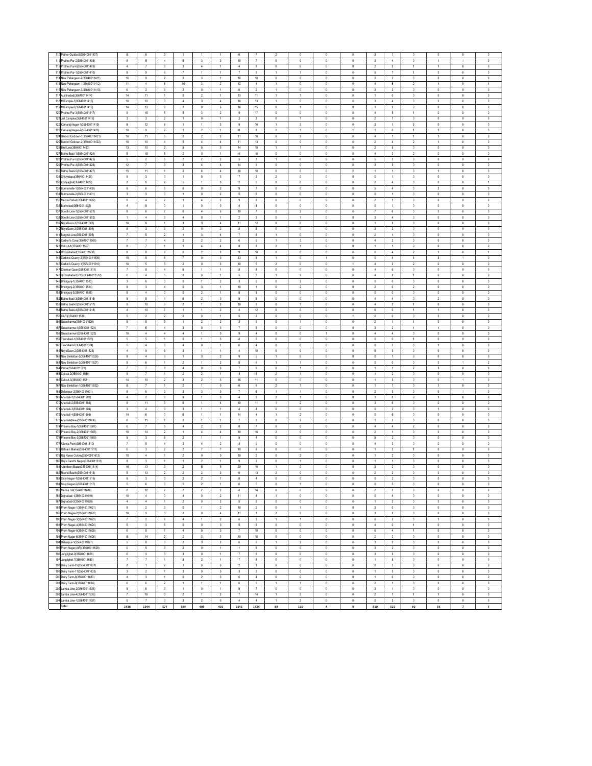| | | | | | | | | | | | | | | | | | | | |
|---|---|---|---|---|---|---|---|---|---|---|---|---|---|---|---|---|---|---|---|
| 110 | Pathar Gudda-5(35640011407) | 8 | 6 | 3 | 1 | 1 | 1 | 6 | 7 | 2 | 0 | 0 | 0 | 3 | 1 | 0 | 0 | 0 | 0 |
| 111 | Prothra Par-2(35640011408) | 9 | 5 | 4 | 5 | 3 | 3 | 10 | 7 | 0 | 0 | 0 | 0 | 3 | 4 | 0 | 1 | 1 | 0 |
| 112 | Prothra Par-6(35640011409) | 4 | 7 | 3 | 3 | 4 | 1 | 4 | 8 | 0 | 0 | 0 | 0 | 2 | 2 | 1 | 1 | 0 | 0 |
| 113 | Prothra Par-1(35640011410) | 8 | 9 | 6 | 7 | 1 | 1 | 7 | 9 | 1 | 1 | 0 | 0 | 5 | 7 | 1 | 0 | 0 | 0 |
| 114 | New Pahargaon-2(35640011411) | 16 | 9 | 2 | 2 | 3 | 1 | 16 | 10 | 0 | 0 | 0 | 0 | 2 | 2 | 0 | 0 | 0 | 0 |
| 115 | New Pahargaon-1(35640011412) | 11 | 4 | 6 | 10 | 3 | 2 | 12 | 4 | 1 | 0 | 0 | 0 | 4 | 8 | 2 | 1 | 0 | 1 |
| 116 | New Pahargaon-3(35640011413) | 6 | 2 | 3 | 2 | 0 | 1 | 6 | 2 | 1 | 0 | 0 | 0 | 3 | 2 | 0 | 0 | 0 | 0 |
| 117 | Austinabad(35640011414) | 14 | 11 | 1 | 0 | 2 | 1 | 13 | 11 | 1 | 1 | 0 | 0 | 1 | 0 | 0 | 0 | 0 | 0 |
| 118 | MITemple-1(35640011415) | 16 | 10 | 3 | 4 | 3 | 4 | 16 | 13 | 1 | 0 | 0 | 0 | 3 | 4 | 0 | 0 | 0 | 0 |
| 119 | MITemple-2(35640011416) | 14 | 13 | 3 | 2 | 9 | 5 | 16 | 15 | 0 | 1 | 0 | 0 | 3 | 2 | 0 | 0 | 0 | 0 |
| 120 | Prothra Par-3(35640011417) | 9 | 15 | 5 | 5 | 3 | 2 | 9 | 17 | 0 | 0 | 0 | 0 | 4 | 5 | 1 | 0 | 0 | 0 |
| 121 | Jail Complex(35640011418) | 3 | 3 | 2 | 1 | 0 | 1 | 3 | 3 | 0 | 1 | 0 | 0 | 2 | 1 | 0 | 0 | 0 | 0 |
| 122 | Kamaraj Nagar-1(35640011419) | 8 | 12 | 6 | 1 | 1 | 3 | 9 | 10 | 1 | 3 | 0 | 0 | 3 | 1 | 3 | 0 | 0 | 0 |
| 123 | Kamaraj Nagar-2(35640011420) | 10 | 9 | 2 | 1 | 2 | 1 | 8 | 8 | 2 | 1 | 0 | 1 | 1 | 0 | 1 | 1 | 0 | 0 |
| 124 | Barood Godown-1(35640011421) | 10 | 11 | 5 | 2 | 2 | 2 | 11 | 10 | 0 | 2 | 0 | 0 | 4 | 1 | 1 | 1 | 0 | 0 |
| 125 | Barood Godown-2(35640011422) | 10 | 10 | 4 | 5 | 4 | 4 | 11 | 13 | 0 | 0 | 0 | 0 | 2 | 4 | 2 | 1 | 0 | 0 |
| 126 | Bird Line(35640011423) | 13 | 10 | 2 | 5 | 5 | 3 | 14 | 10 | 1 | 1 | 0 | 0 | 2 | 5 | 0 | 0 | 0 | 0 |
| 127 | Bathu Basti-1(35640011424) | 5 | 15 | 6 | 2 | 0 | 1 | 6 | 15 | 0 | 0 | 0 | 0 | 4 | 2 | 2 | 0 | 0 | 0 |
| 128 | Prothra Par-5(35640011425) | 5 | 2 | 5 | 2 | 2 | 2 | 5 | 3 | 1 | 0 | 0 | 0 | 5 | 2 | 0 | 0 | 0 | 0 |
| 129 | Prothra Par-4(35640011426) | 12 | 7 | 3 | 3 | 4 | 4 | 14 | 9 | 0 | 0 | 0 | 0 | 3 | 3 | 0 | 0 | 0 | 0 |
| 130 | Bathu Basti-5(35640011427) | 15 | 11 | 1 | 2 | 6 | 4 | 18 | 10 | 0 | 0 | 0 | 2 | 1 | 1 | 0 | 1 | 0 | 0 |
| 131 | Chidyatapu(35640011428) | 9 | 3 | 0 | 1 | 0 | 0 | 7 | 3 | 2 | 0 | 0 | 0 | 0 | 1 | 0 | 0 | 0 | 0 |
| 132 | Kodiyaghat(35640011429) | 2 | 0 | 2 | 5 | 1 | 0 | 2 | 0 | 0 | 0 | 0 | 0 | 2 | 4 | 0 | 0 | 0 | 1 |
| 133 | Burmanalla-1(35640011430) | 8 | 6 | 5 | 6 | 0 | 2 | 9 | 7 | 0 | 0 | 0 | 0 | 5 | 4 | 0 | 2 | 0 | 0 |
| 134 | Burmanalla-2(35640011431) | 3 | 3 | 0 | 1 | 0 | 2 | 5 | 3 | 0 | 0 | 0 | 0 | 0 | 1 | 0 | 0 | 0 | 0 |
| 135 | Mecca Pahad(35640011432) | 9 | 4 | 2 | 1 | 4 | 2 | 9 | 6 | 0 | 0 | 0 | 0 | 2 | 1 | 0 | 0 | 0 | 0 |
| 136 | Sadinobad(35640011433) | 4 | 8 | 0 | 1 | 0 | 0 | 4 | 8 | 0 | 0 | 0 | 0 | 0 | 1 | 0 | 0 | 0 | 0 |
| 137 | Doodh Line-1(35640011501) | 8 | 6 | 7 | 6 | 4 | 5 | 10 | 7 | 0 | 2 | 0 | 0 | 7 | 6 | 0 | 0 | 0 | 0 |
| 138 | Doodh Line-2(35640011502) | 1 | 4 | 3 | 4 | 0 | 1 | 2 | 3 | 0 | 1 | 0 | 0 | 3 | 4 | 0 | 0 | 0 | 0 |
| 139 | NayaGaon-1(35640011503) | 10 | 9 | 1 | 3 | 3 | 4 | 11 | 12 | 0 | 0 | 0 | 0 | 1 | 3 | 0 | 0 | 0 | 0 |
| 140 | NayaGaon-3(35640011504) | 8 | 3 | 3 | 2 | 0 | 2 | 8 | 5 | 0 | 0 | 0 | 0 | 3 | 2 | 0 | 0 | 0 | 0 |
| 141 | Barghat Line(35640011505) | 7 | 5 | 2 | 1 | 3 | 4 | 7 | 8 | 1 | 0 | 0 | 0 | 2 | 1 | 0 | 0 | 0 | 0 |
| 142 | Carbyn's Cove(35640011506) | 7 | 7 | 4 | 2 | 2 | 2 | 6 | 6 | 1 | 3 | 0 | 0 | 4 | 2 | 0 | 0 | 0 | 0 |
| 143 | Calicut-1(35640011507) | 8 | 7 | 1 | 1 | 4 | 4 | 8 | 8 | 2 | 1 | 0 | 0 | 1 | 1 | 0 | 0 | 0 | 0 |
| 144 | Brookshabad(35640011508) | 8 | 8 | 8 | 6 | 2 | 3 | 9 | 10 | 0 | 0 | 0 | 0 | 6 | 4 | 2 | 1 | 0 | 1 |
| 145 | Carbin's Quarry-2(35640011509) | 15 | 8 | 5 | 7 | 0 | 0 | 13 | 8 | 1 | 0 | 1 | 0 | 0 | 4 | 4 | 3 | 1 | 0 |
| 146 | Carbin's Quarry-1(35640011510) | 10 | 5 | 6 | 2 | 0 | 3 | 10 | 5 | 2 | 0 | 0 | 1 | 4 | 2 | 2 | 0 | 0 | 0 |
| 147 | Chakkar Gaon(35640011511) | 7 | 8 | 4 | 6 | 1 | 1 | 8 | 8 | 0 | 0 | 0 | 0 | 4 | 6 | 0 | 0 | 0 | 0 |
| 148 | Brookshabad (PIS)(35640011512) | 6 | 4 | 5 | 2 | 0 | 1 | 5 | 3 | 1 | 2 | 0 | 0 | 4 | 2 | 1 | 0 | 0 | 0 |
| 149 | Brichgunj-1(35640011513) | 3 | 6 | 0 | 0 | 1 | 2 | 3 | 6 | 0 | 2 | 0 | 0 | 0 | 0 | 0 | 0 | 0 | 0 |
| 150 | Brichgunj-2(35640011514) | 9 | 3 | 4 | 0 | 3 | 1 | 10 | 1 | 0 | 2 | 0 | 0 | 2 | 0 | 2 | 0 | 0 | 0 |
| 151 | Brichgunj-3(35640011515) | 5 | 4 | 0 | 0 | 2 | 1 | 5 | 5 | 0 | 0 | 0 | 0 | 0 | 0 | 0 | 0 | 0 | 0 |
| 152 | Bathu Basti-3(35640011516) | 5 | 5 | 4 | 6 | 2 | 0 | 5 | 5 | 0 | 0 | 0 | 0 | 4 | 4 | 0 | 2 | 0 | 0 |
| 153 | Bathu Basti-2(35640011517) | 8 | 10 | 5 | 2 | 1 | 2 | 10 | 9 | 0 | 1 | 0 | 0 | 4 | 2 | 1 | 0 | 0 | 0 |
| 154 | Bathu Basti-4(35640011518) | 4 | 10 | 7 | 1 | 1 | 2 | 4 | 12 | 0 | 0 | 0 | 0 | 6 | 0 | 1 | 1 | 0 | 0 |
| 155 | CARI(35640011519) | 5 | 2 | 2 | 2 | 0 | 1 | 5 | 2 | 0 | 0 | 0 | 1 | 2 | 0 | 0 | 2 | 0 | 0 |
| 156 | Garacharma(35640011520) | 8 | 8 | 3 | 1 | 2 | 2 | 8 | 9 | 0 | 1 | 0 | 0 | 2 | 1 | 1 | 0 | 0 | 0 |
| 157 | Garacharma-4(35640011521) | 7 | 5 | 4 | 3 | 0 | 0 | 7 | 5 | 0 | 0 | 0 | 0 | 3 | 2 | 1 | 0 | 0 | 0 |
| 158 | Garacharma-3(35640011522) | 10 | 4 | 4 | 4 | 1 | 0 | 9 | 4 | 0 | 0 | 1 | 0 | 4 | 4 | 0 | 0 | 0 | 0 |
| 159 | Tyerabad-1(35640011523) | 5 | 5 | 1 | 0 | 1 | 3 | 8 | 5 | 0 | 0 | 0 | 0 | 0 | 0 | 1 | 0 | 0 | 0 |
| 160 | Tyerabad-II(35640011524) | 5 | 4 | 0 | 4 | 0 | 1 | 6 | 4 | 0 | 0 | 0 | 0 | 0 | 3 | 0 | 1 | 0 | 0 |
| 161 | NayaGaon-2(35640011525) | 4 | 9 | 5 | 3 | 1 | 1 | 4 | 10 | 0 | 0 | 0 | 0 | 5 | 3 | 0 | 0 | 0 | 0 |
| 162 | New Bimbilan-2(35640011526) | 9 | 4 | 0 | 1 | 3 | 2 | 9 | 5 | 1 | 0 | 0 | 0 | 0 | 1 | 0 | 0 | 0 | 0 |
| 163 | New Bimbilan-3(35640011527) | 5 | 6 | 1 | 2 | 1 | 2 | 5 | 6 | 1 | 1 | 0 | 0 | 0 | 0 | 0 | 0 | 1 | 2 |
| 164 | Prema(35640011528) | 7 | 7 | 3 | 4 | 0 | 0 | 7 | 6 | 0 | 1 | 0 | 0 | 1 | 1 | 2 | 3 | 0 | 0 |
| 165 | Calicut-2(35640011530) | 9 | 7 | 1 | 2 | 2 | 1 | 8 | 6 | 2 | 1 | 0 | 0 | 1 | 2 | 0 | 0 | 0 | 0 |
| 166 | Calicut-3(35640011531) | 14 | 10 | 2 | 3 | 2 | 3 | 16 | 11 | 0 | 0 | 0 | 0 | 1 | 3 | 0 | 0 | 1 | 0 |
| 167 | New Bimbilan-1(35640011532) | 8 | 7 | 1 | 2 | 1 | 0 | 6 | 6 | 2 | 1 | 0 | 0 | 1 | 1 | 0 | 1 | 0 | 0 |
| 168 | Dalanipur-2(35640011601) | 8 | 6 | 3 | 3 | 3 | 0 | 7 | 5 | 1 | 1 | 0 | 0 | 2 | 3 | 0 | 0 | 1 | 0 |
| 169 | Anarkali-1(35640011602) | 4 | 2 | 3 | 9 | 1 | 3 | 4 | 2 | 2 | 1 | 0 | 0 | 3 | 8 | 0 | 1 | 0 | 0 |
| 170 | Anarkali-2(35640011603) | 9 | 11 | 3 | 6 | 1 | 4 | 10 | 11 | 1 | 2 | 0 | 0 | 3 | 6 | 0 | 0 | 0 | 0 |
| 171 | Anarkali-3(35640011604) | 3 | 4 | 0 | 3 | 1 | 1 | 4 | 4 | 0 | 0 | 0 | 0 | 0 | 2 | 0 | 1 | 0 | 0 |
| 172 | Anarkali-4(35640011605) | 14 | 6 | 0 | 6 | 1 | 1 | 14 | 4 | 1 | 2 | 0 | 0 | 0 | 6 | 0 | 0 | 0 | 0 |
| 173 | Anarkali(New)(35640011606) | 6 | 11 | 1 | 2 | 1 | 1 | 7 | 9 | 0 | 2 | 0 | 0 | 1 | 2 | 0 | 0 | 0 | 0 |
| 174 | Phoenix Bay-1(35640011607) | 6 | 7 | 6 | 4 | 2 | 2 | 8 | 7 | 0 | 0 | 0 | 0 | 4 | 4 | 2 | 0 | 0 | 0 |
| 175 | Phoenix Bay-2(35640011608) | 10 | 14 | 2 | 1 | 4 | 4 | 10 | 16 | 2 | 0 | 0 | 0 | 2 | 1 | 0 | 0 | 0 | 0 |
| 176 | Phoenix Bay-3(35640011609) | 5 | 3 | 5 | 2 | 1 | 1 | 5 | 4 | 0 | 0 | 0 | 0 | 5 | 2 | 0 | 0 | 0 | 0 |
| 177 | Atlanta Point(35640011610) | 7 | 8 | 4 | 3 | 4 | 2 | 8 | 9 | 0 | 0 | 0 | 0 | 4 | 3 | 0 | 0 | 0 | 0 |
| 178 | Ratnam Market(35640011611) | 6 | 3 | 2 | 2 | 7 | 7 | 10 | 6 | 0 | 0 | 0 | 0 | 1 | 2 | 1 | 0 | 0 | 0 |
| 179 | Raj Niwas Colony(35640011612) | 10 | 4 | 1 | 2 | 0 | 0 | 10 | 2 | 0 | 2 | 0 | 0 | 1 | 2 | 0 | 0 | 0 | 0 |
| 180 | Rajiv Gandhi Nagar(35640011613) | 8 | 3 | 1 | 1 | 2 | 1 | 9 | 2 | 0 | 1 | 0 | 0 | 1 | 1 | 0 | 0 | 0 | 0 |
| 181 | Aberdeen Bazar(35640011614) | 16 | 13 | 3 | 2 | 5 | 8 | 20 | 16 | 1 | 0 | 0 | 0 | 3 | 2 | 0 | 0 | 0 | 0 |
| 182 | Round Basthi(35640011615) | 5 | 13 | 2 | 2 | 2 | 3 | 6 | 13 | 2 | 0 | 0 | 0 | 2 | 2 | 0 | 0 | 0 | 0 |
| 183 | Sixty Nagar-1(35640011616) | 8 | 3 | 0 | 2 | 2 | 1 | 8 | 4 | 0 | 0 | 0 | 0 | 0 | 2 | 0 | 0 | 0 | 0 |
| 184 | Sixty Nagar-2(35640011617) | 5 | 6 | 0 | 5 | 2 | 1 | 6 | 5 | 0 | 1 | 0 | 0 | 0 | 5 | 0 | 0 | 0 | 0 |
| 185 | Marine Hill(35640011618) | 8 | 12 | 2 | 2 | 2 | 2 | 8 | 14 | 0 | 0 | 0 | 0 | 2 | 2 | 0 | 0 | 0 | 0 |
| 186 | Dignabad-1(35640011619) | 10 | 4 | 0 | 4 | 0 | 2 | 11 | 4 | 1 | 0 | 0 | 0 | 0 | 4 | 0 | 0 | 0 | 0 |
| 187 | Dignabad-2(35640011620) | 4 | 4 | 1 | 2 | 0 | 2 | 5 | 5 | 0 | 0 | 0 | 0 | 1 | 2 | 0 | 0 | 0 | 0 |
| 188 | Prem Nagar-1(35640011621) | 9 | 2 | 3 | 0 | 1 | 2 | 10 | 2 | 0 | 1 | 0 | 0 | 3 | 0 | 0 | 0 | 0 | 0 |
| 189 | Prem Nagar-2(35640011622) | 10 | 3 | 3 | 2 | 0 | 4 | 11 | 1 | 2 | 3 | 0 | 0 | 3 | 2 | 0 | 0 | 0 | 0 |
| 190 | Prem Nagar-3(35640011623) | 7 | 2 | 6 | 4 | 1 | 2 | 6 | 3 | 1 | 1 | 0 | 0 | 6 | 3 | 0 | 1 | 0 | 0 |
| 191 | Prem Nagar-4(35640011624) | 5 | 3 | 5 | 0 | 0 | 0 | 5 | 3 | 0 | 0 | 0 | 0 | 4 | 0 | 1 | 0 | 0 | 0 |
| 192 | Prem Nagar-5(35640011625) | 6 | 8 | 7 | 4 | 5 | 3 | 7 | 10 | 0 | 0 | 0 | 0 | 6 | 4 | 1 | 0 | 0 | 0 |
| 193 | Prem Nagar-6(35640011626) | 8 | 14 | 2 | 2 | 3 | 3 | 10 | 15 | 0 | 0 | 0 | 0 | 2 | 2 | 0 | 0 | 0 | 0 |
| 194 | Dalanipur-1(35640011627) | 5 | 8 | 3 | 2 | 3 | 2 | 6 | 6 | 1 | 2 | 0 | 0 | 3 | 2 | 0 | 0 | 0 | 0 |
| 195 | Prem Nagar(AIR)(35640011628) | 0 | 5 | 3 | 2 | 0 | 1 | 1 | 5 | 0 | 0 | 0 | 0 | 3 | 2 | 0 | 0 | 0 | 0 |
| 196 | Junglighat-9(35640011629) | 6 | 3 | 3 | 3 | 0 | 1 | 7 | 3 | 0 | 0 | 0 | 0 | 3 | 3 | 0 | 0 | 0 | 0 |
| 197 | Junglighat-7(35640011630) | 7 | 7 | 1 | 8 | 2 | 1 | 7 | 8 | 0 | 0 | 0 | 0 | 1 | 8 | 0 | 0 | 0 | 0 |
| 198 | Dairy Farm-15(35640011631) | 2 | 1 | 2 | 3 | 0 | 0 | 2 | 1 | 0 | 0 | 0 | 0 | 2 | 3 | 0 | 0 | 0 | 0 |
| 199 | Dairy Farm-11(35640011632) | 3 | 2 | 1 | 3 | 0 | 0 | 3 | 2 | 0 | 0 | 0 | 0 | 1 | 3 | 0 | 0 | 0 | 0 |
| 200 | Dairy Farm-8(35640011633) | 4 | 3 | 1 | 0 | 2 | 3 | 6 | 4 | 0 | 0 | 0 | 0 | 1 | 0 | 0 | 0 | 0 | 0 |
| 201 | Dairy Farm-6(35640011634) | 6 | 6 | 2 | 1 | 1 | 1 | 6 | 5 | 1 | 1 | 0 | 0 | 2 | 1 | 0 | 0 | 0 | 0 |
| 202 | Lamba Line-2(35640011635) | 5 | 6 | 3 | 1 | 0 | 1 | 5 | 7 | 0 | 0 | 0 | 0 | 3 | 1 | 0 | 0 | 0 | 0 |
| 203 | Lamba Line-4(35640011636) | 7 | 16 | 3 | 2 | 1 | 2 | 7 | 14 | 1 | 3 | 0 | 0 | 2 | 1 | 1 | 1 | 0 | 0 |
| 204 | Lamba Line-1(35640011637) | 5 | 7 | 0 | 3 | 2 | 0 | 4 | 4 | 1 | 3 | 0 | 0 | 0 | 3 | 0 | 0 | 0 | 0 |
| | **Total** | **1436** | **1344** | **577** | **584** | **409** | **401** | **1545** | **1424** | **89** | **110** | **4** | **9** | **510** | **521** | **60** | **56** | **7** | **7** |